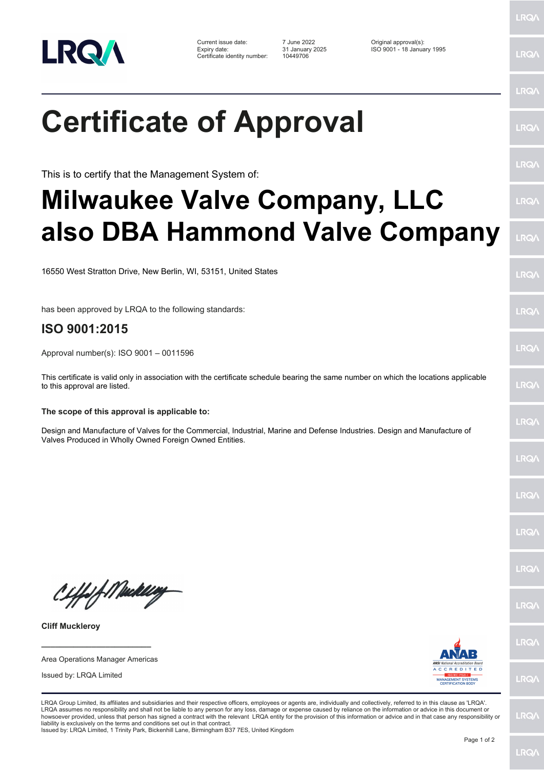| | | |
|---|---|---|
| Current issue date: | 7 June 2022 | Original approval(s): |
| Expiry date: | 31 January 2025 | ISO 9001 - 18 January 1995 |
| Certificate identity number: | 10449706 | |

# Certificate of Approval

This is to certify that the Management System of:

# Milwaukee Valve Company, LLC also DBA Hammond Valve Company

16550 West Stratton Drive, New Berlin, WI, 53151, United States

has been approved by LRQA to the following standards:

## ISO 9001:2015

Approval number(s): ISO 9001 – 0011596

This certificate is valid only in association with the certificate schedule bearing the same number on which the locations applicable to this approval are listed.

**The scope of this approval is applicable to:**

Design and Manufacture of Valves for the Commercial, Industrial, Marine and Defense Industries. Design and Manufacture of Valves Produced in Wholly Owned Foreign Owned Entities.

**Cliff Muckleroy**

Area Operations Manager Americas

Issued by: LRQA Limited

LRQA Group Limited, its affiliates and subsidiaries and their respective officers, employees or agents are, individually and collectively, referred to in this clause as 'LRQA'. LRQA assumes no responsibility and shall not be liable to any person for any loss, damage or expense caused by reliance on the information or advice in this document or howsoever provided, unless that person has signed a contract with the relevant LRQA entity for the provision of this information or advice and in that case any responsibility or liability is exclusively on the terms and conditions set out in that contract.
Issued by: LRQA Limited, 1 Trinity Park, Bickenhill Lane, Birmingham B37 7ES, United Kingdom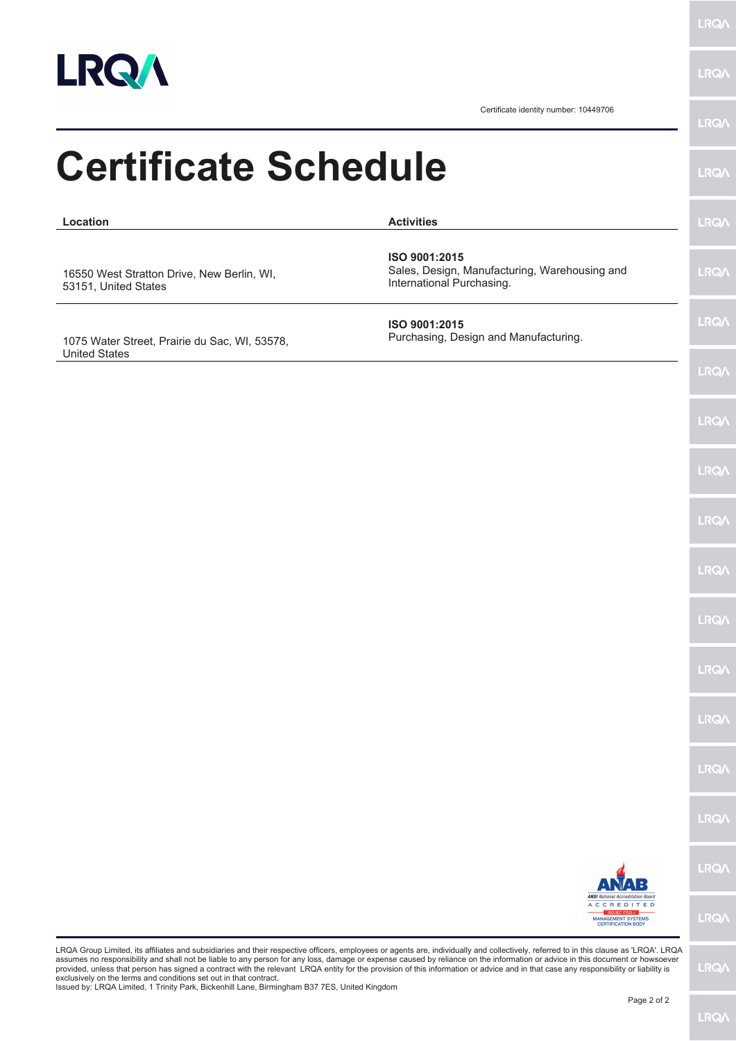Certificate identity number: 10449706

# Certificate Schedule

| Location | Activities |
| --- | --- |
| 16550 West Stratton Drive, New Berlin, WI, 53151, United States | **ISO 9001:2015** Sales, Design, Manufacturing, Warehousing and International Purchasing. |
| 1075 Water Street, Prairie du Sac, WI, 53578, United States | **ISO 9001:2015** Purchasing, Design and Manufacturing. |

LRQA Group Limited, its affiliates and subsidiaries and their respective officers, employees or agents are, individually and collectively, referred to in this clause as 'LRQA'. LRQA assumes no responsibility and shall not be liable to any person for any loss, damage or expense caused by reliance on the information or advice in this document or howsoever provided, unless that person has signed a contract with the relevant LRQA entity for the provision of this information or advice and in that case any responsibility or liability is exclusively on the terms and conditions set out in that contract.

Issued by: LRQA Limited, 1 Trinity Park, Bickenhill Lane, Birmingham B37 7ES, United Kingdom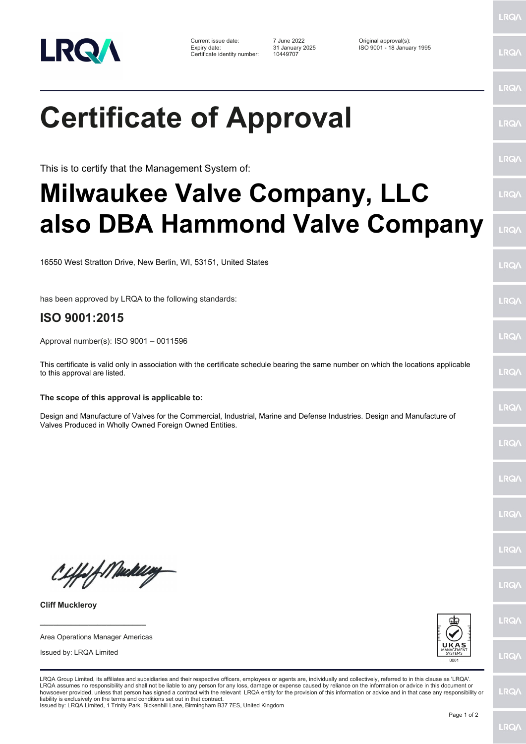Current issue date: 7 June 2022
Expiry date: 31 January 2025
Certificate identity number: 10449707

Original approval(s):
ISO 9001 - 18 January 1995

# Certificate of Approval

This is to certify that the Management System of:

# Milwaukee Valve Company, LLC also DBA Hammond Valve Company

16550 West Stratton Drive, New Berlin, WI, 53151, United States

has been approved by LRQA to the following standards:

## ISO 9001:2015

Approval number(s): ISO 9001 – 0011596

This certificate is valid only in association with the certificate schedule bearing the same number on which the locations applicable to this approval are listed.

**The scope of this approval is applicable to:**

Design and Manufacture of Valves for the Commercial, Industrial, Marine and Defense Industries. Design and Manufacture of Valves Produced in Wholly Owned Foreign Owned Entities.

**Cliff Muckleroy**

Area Operations Manager Americas

Issued by: LRQA Limited

UKAS MANAGEMENT SYSTEMS 0001

LRQA Group Limited, its affiliates and subsidiaries and their respective officers, employees or agents are, individually and collectively, referred to in this clause as 'LRQA'. LRQA assumes no responsibility and shall not be liable to any person for any loss, damage or expense caused by reliance on the information or advice in this document or howsoever provided, unless that person has signed a contract with the relevant LRQA entity for the provision of this information or advice and in that case any responsibility or liability is exclusively on the terms and conditions set out in that contract.
Issued by: LRQA Limited, 1 Trinity Park, Bickenhill Lane, Birmingham B37 7ES, United Kingdom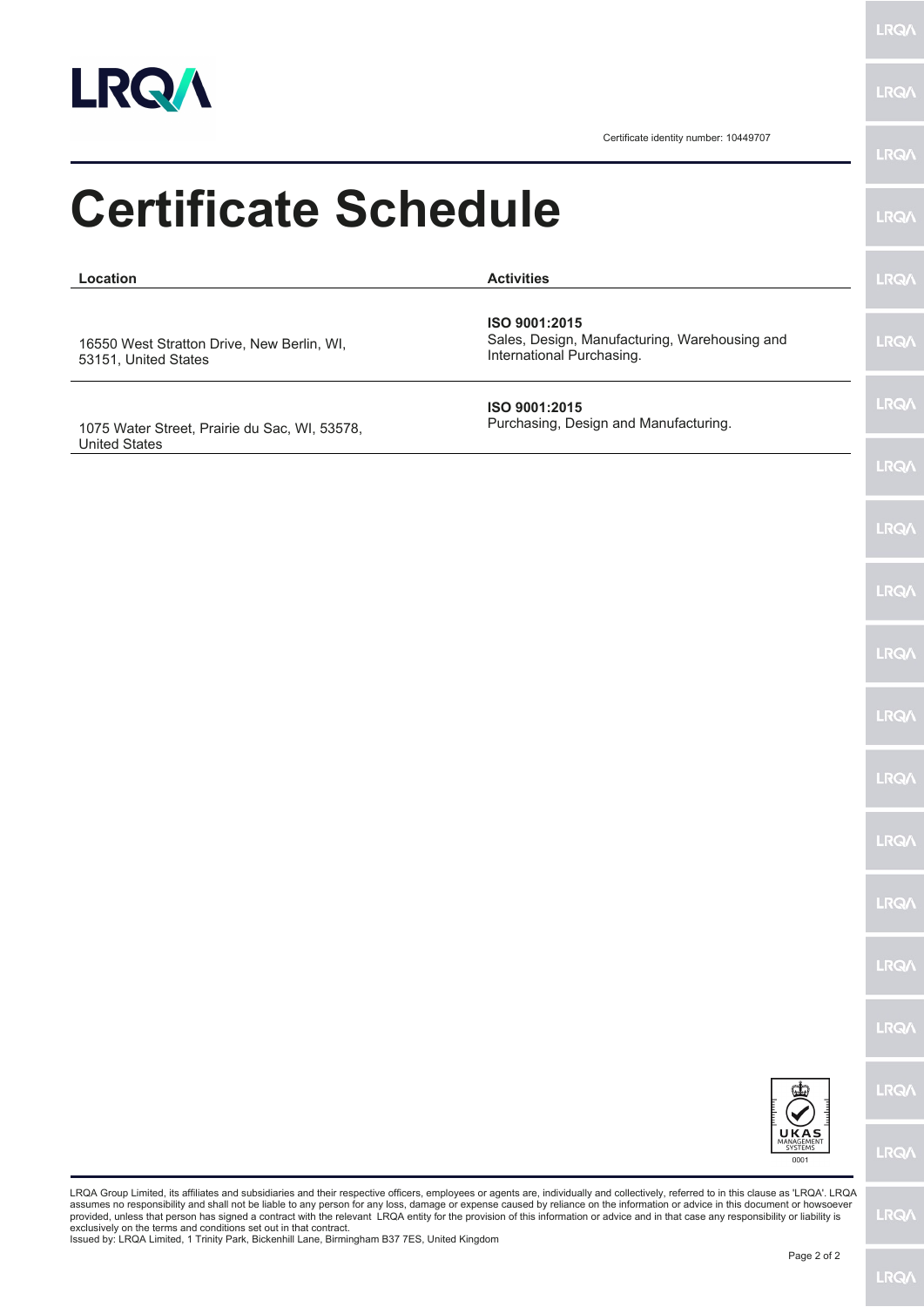Certificate identity number: 10449707

# Certificate Schedule

| Location | Activities |
|---|---|
| 16550 West Stratton Drive, New Berlin, WI, 53151, United States | **ISO 9001:2015** Sales, Design, Manufacturing, Warehousing and International Purchasing. |
| 1075 Water Street, Prairie du Sac, WI, 53578, United States | **ISO 9001:2015** Purchasing, Design and Manufacturing. |

LRQA Group Limited, its affiliates and subsidiaries and their respective officers, employees or agents are, individually and collectively, referred to in this clause as 'LRQA'. LRQA assumes no responsibility and shall not be liable to any person for any loss, damage or expense caused by reliance on the information or advice in this document or howsoever provided, unless that person has signed a contract with the relevant LRQA entity for the provision of this information or advice and in that case any responsibility or liability is exclusively on the terms and conditions set out in that contract.
Issued by: LRQA Limited, 1 Trinity Park, Bickenhill Lane, Birmingham B37 7ES, United Kingdom